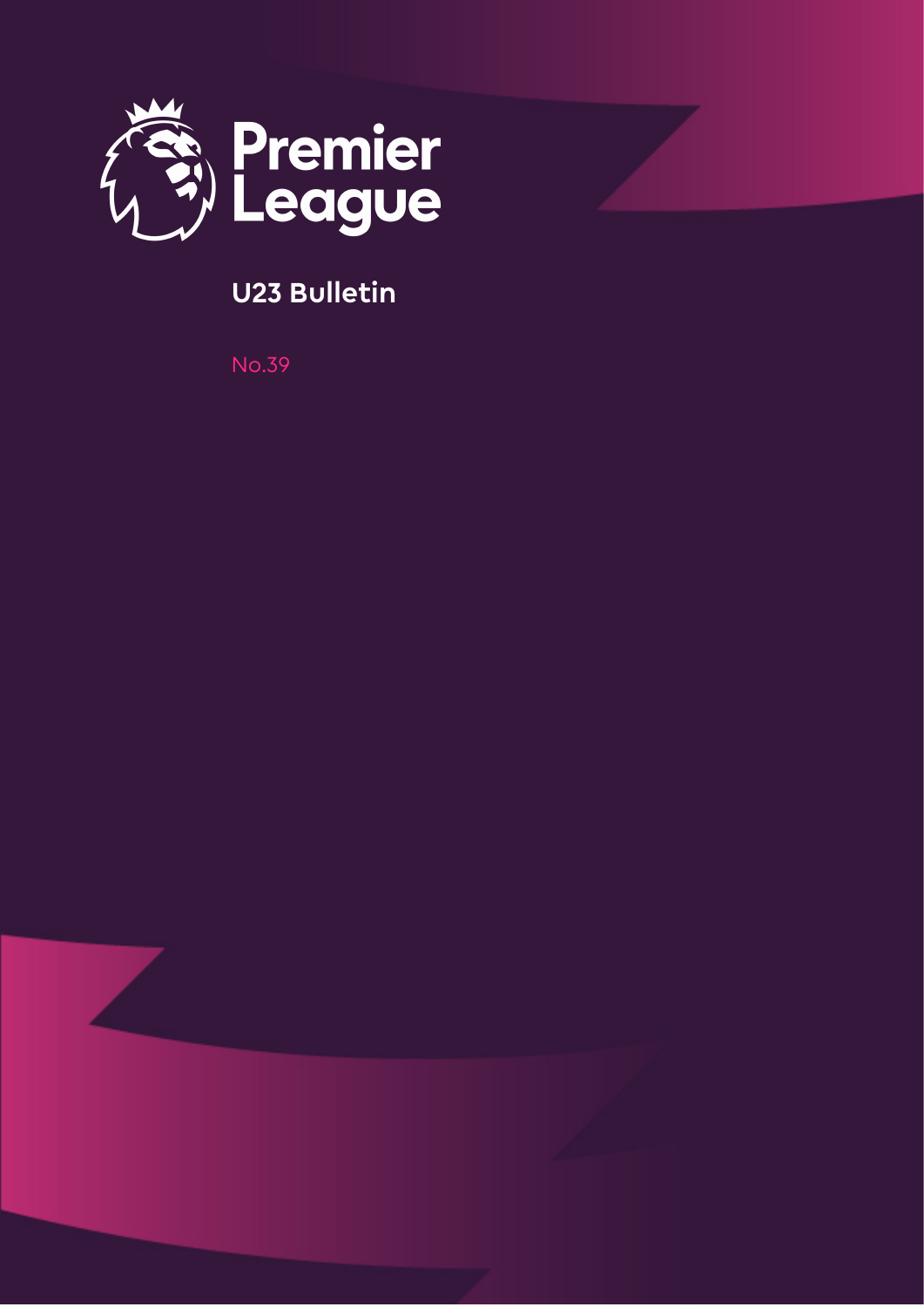Premier League

# U23 Bulletin

No.39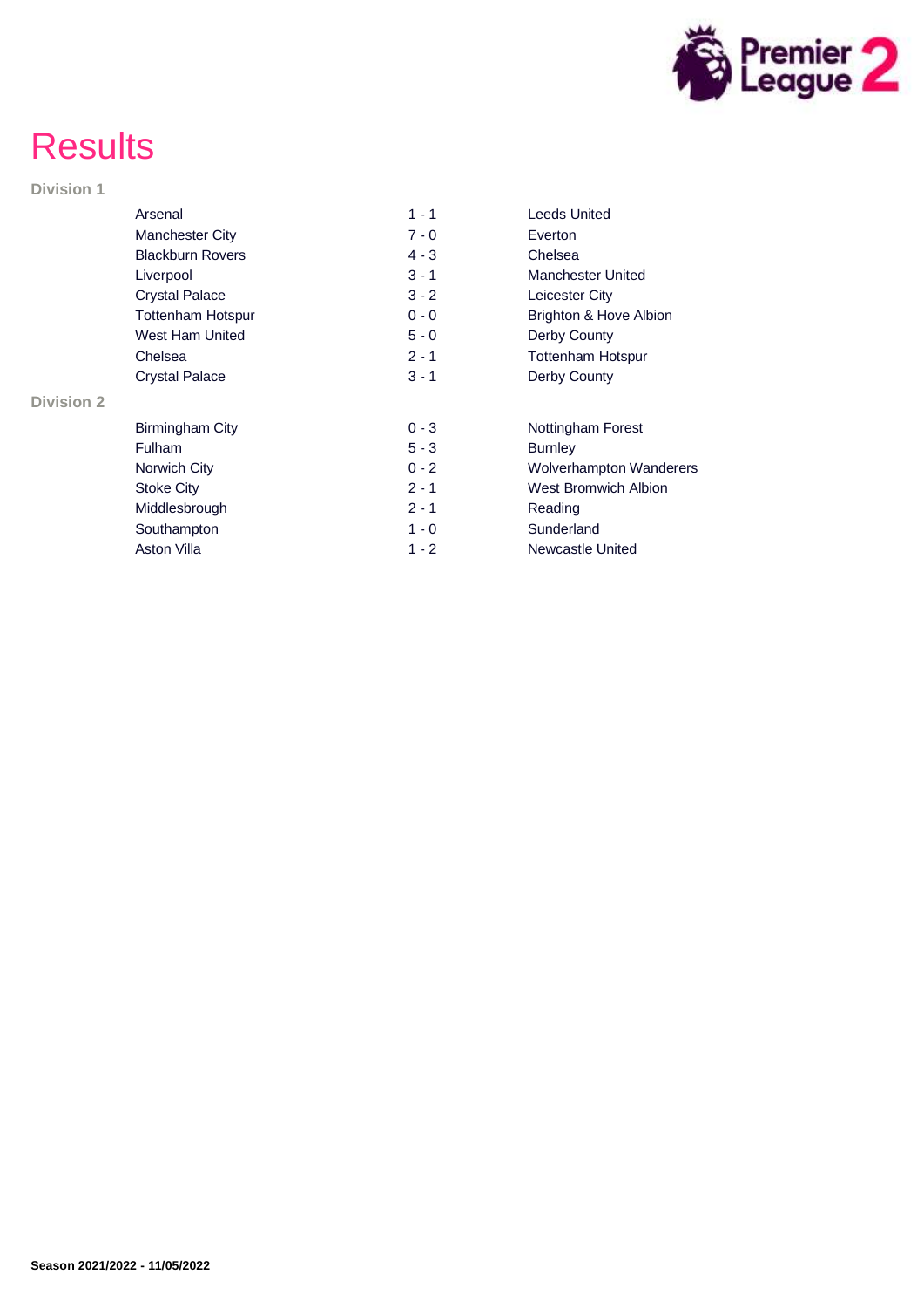# Results

### Division 1

| Home | Score | Away |
|---|---|---|
| Arsenal | 1 - 1 | Leeds United |
| Manchester City | 7 - 0 | Everton |
| Blackburn Rovers | 4 - 3 | Chelsea |
| Liverpool | 3 - 1 | Manchester United |
| Crystal Palace | 3 - 2 | Leicester City |
| Tottenham Hotspur | 0 - 0 | Brighton & Hove Albion |
| West Ham United | 5 - 0 | Derby County |
| Chelsea | 2 - 1 | Tottenham Hotspur |
| Crystal Palace | 3 - 1 | Derby County |

### Division 2

| Home | Score | Away |
|---|---|---|
| Birmingham City | 0 - 3 | Nottingham Forest |
| Fulham | 5 - 3 | Burnley |
| Norwich City | 0 - 2 | Wolverhampton Wanderers |
| Stoke City | 2 - 1 | West Bromwich Albion |
| Middlesbrough | 2 - 1 | Reading |
| Southampton | 1 - 0 | Sunderland |
| Aston Villa | 1 - 2 | Newcastle United |

**Season 2021/2022 - 11/05/2022**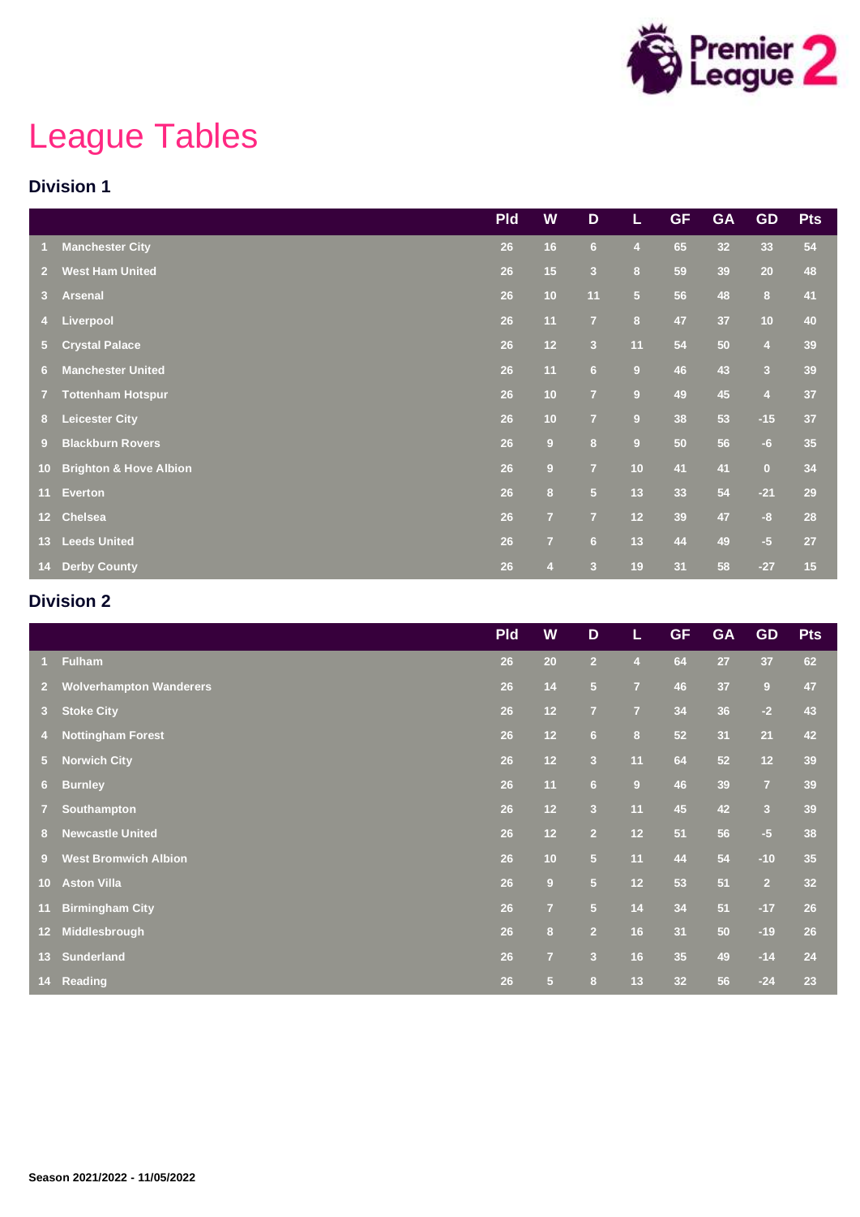# League Tables

## Division 1

| | | Pld | W | D | L | GF | GA | GD | Pts |
|---|---|---|---|---|---|---|---|---|---|
| 1 | Manchester City | 26 | 16 | 6 | 4 | 65 | 32 | 33 | 54 |
| 2 | West Ham United | 26 | 15 | 3 | 8 | 59 | 39 | 20 | 48 |
| 3 | Arsenal | 26 | 10 | 11 | 5 | 56 | 48 | 8 | 41 |
| 4 | Liverpool | 26 | 11 | 7 | 8 | 47 | 37 | 10 | 40 |
| 5 | Crystal Palace | 26 | 12 | 3 | 11 | 54 | 50 | 4 | 39 |
| 6 | Manchester United | 26 | 11 | 6 | 9 | 46 | 43 | 3 | 39 |
| 7 | Tottenham Hotspur | 26 | 10 | 7 | 9 | 49 | 45 | 4 | 37 |
| 8 | Leicester City | 26 | 10 | 7 | 9 | 38 | 53 | -15 | 37 |
| 9 | Blackburn Rovers | 26 | 9 | 8 | 9 | 50 | 56 | -6 | 35 |
| 10 | Brighton & Hove Albion | 26 | 9 | 7 | 10 | 41 | 41 | 0 | 34 |
| 11 | Everton | 26 | 8 | 5 | 13 | 33 | 54 | -21 | 29 |
| 12 | Chelsea | 26 | 7 | 7 | 12 | 39 | 47 | -8 | 28 |
| 13 | Leeds United | 26 | 7 | 6 | 13 | 44 | 49 | -5 | 27 |
| 14 | Derby County | 26 | 4 | 3 | 19 | 31 | 58 | -27 | 15 |

## Division 2

| | | Pld | W | D | L | GF | GA | GD | Pts |
|---|---|---|---|---|---|---|---|---|---|
| 1 | Fulham | 26 | 20 | 2 | 4 | 64 | 27 | 37 | 62 |
| 2 | Wolverhampton Wanderers | 26 | 14 | 5 | 7 | 46 | 37 | 9 | 47 |
| 3 | Stoke City | 26 | 12 | 7 | 7 | 34 | 36 | -2 | 43 |
| 4 | Nottingham Forest | 26 | 12 | 6 | 8 | 52 | 31 | 21 | 42 |
| 5 | Norwich City | 26 | 12 | 3 | 11 | 64 | 52 | 12 | 39 |
| 6 | Burnley | 26 | 11 | 6 | 9 | 46 | 39 | 7 | 39 |
| 7 | Southampton | 26 | 12 | 3 | 11 | 45 | 42 | 3 | 39 |
| 8 | Newcastle United | 26 | 12 | 2 | 12 | 51 | 56 | -5 | 38 |
| 9 | West Bromwich Albion | 26 | 10 | 5 | 11 | 44 | 54 | -10 | 35 |
| 10 | Aston Villa | 26 | 9 | 5 | 12 | 53 | 51 | 2 | 32 |
| 11 | Birmingham City | 26 | 7 | 5 | 14 | 34 | 51 | -17 | 26 |
| 12 | Middlesbrough | 26 | 8 | 2 | 16 | 31 | 50 | -19 | 26 |
| 13 | Sunderland | 26 | 7 | 3 | 16 | 35 | 49 | -14 | 24 |
| 14 | Reading | 26 | 5 | 8 | 13 | 32 | 56 | -24 | 23 |

Season 2021/2022 - 11/05/2022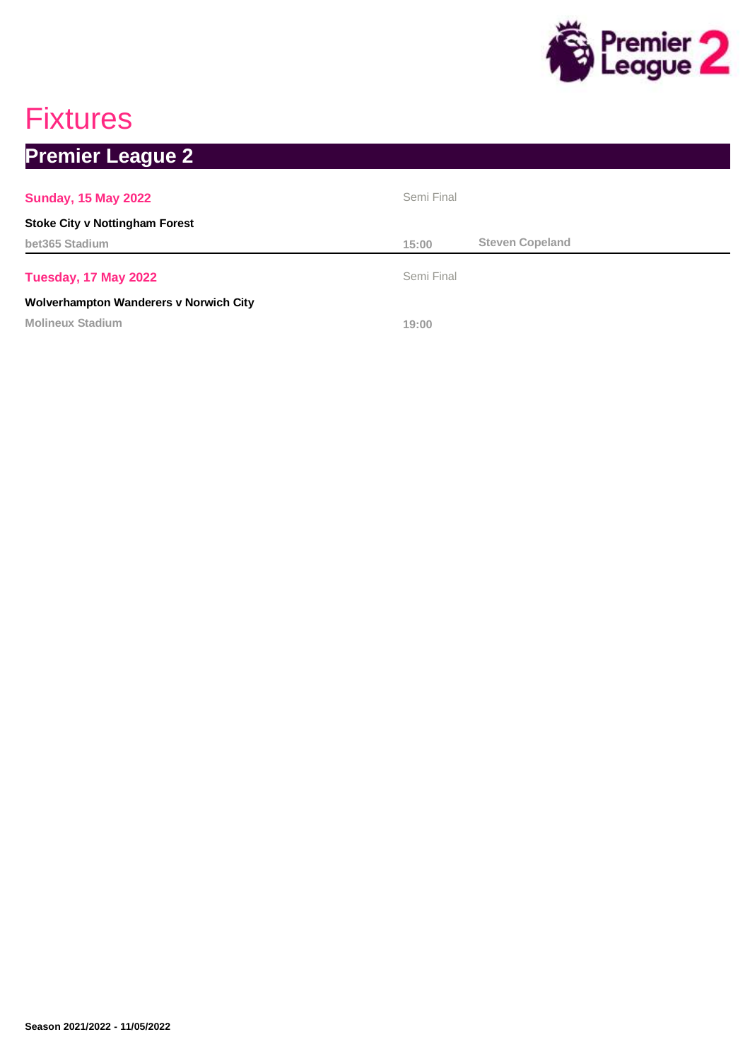# Fixtures

## Premier League 2

**Sunday, 15 May 2022** — Semi Final

**Stoke City v Nottingham Forest**

bet365 Stadium — 15:00 — Steven Copeland

---

**Tuesday, 17 May 2022** — Semi Final

**Wolverhampton Wanderers v Norwich City**

Molineux Stadium — 19:00

**Season 2021/2022 - 11/05/2022**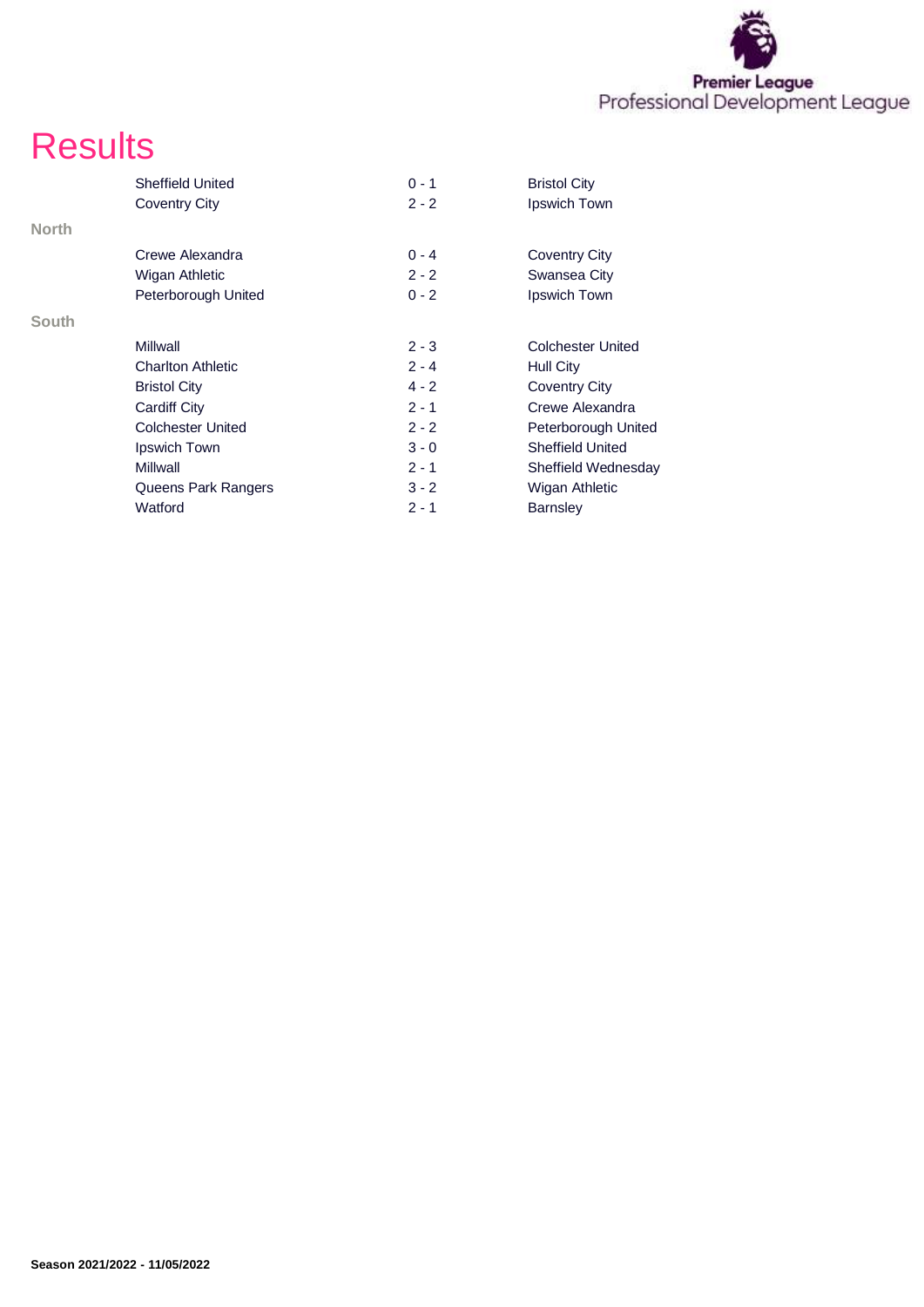# Results

| | Home | Score | Away |
|---|---|---|---|
| | Sheffield United | 0 - 1 | Bristol City |
| | Coventry City | 2 - 2 | Ipswich Town |
| **North** | | | |
| | Crewe Alexandra | 0 - 4 | Coventry City |
| | Wigan Athletic | 2 - 2 | Swansea City |
| | Peterborough United | 0 - 2 | Ipswich Town |
| **South** | | | |
| | Millwall | 2 - 3 | Colchester United |
| | Charlton Athletic | 2 - 4 | Hull City |
| | Bristol City | 4 - 2 | Coventry City |
| | Cardiff City | 2 - 1 | Crewe Alexandra |
| | Colchester United | 2 - 2 | Peterborough United |
| | Ipswich Town | 3 - 0 | Sheffield United |
| | Millwall | 2 - 1 | Sheffield Wednesday |
| | Queens Park Rangers | 3 - 2 | Wigan Athletic |
| | Watford | 2 - 1 | Barnsley |

**Season 2021/2022 - 11/05/2022**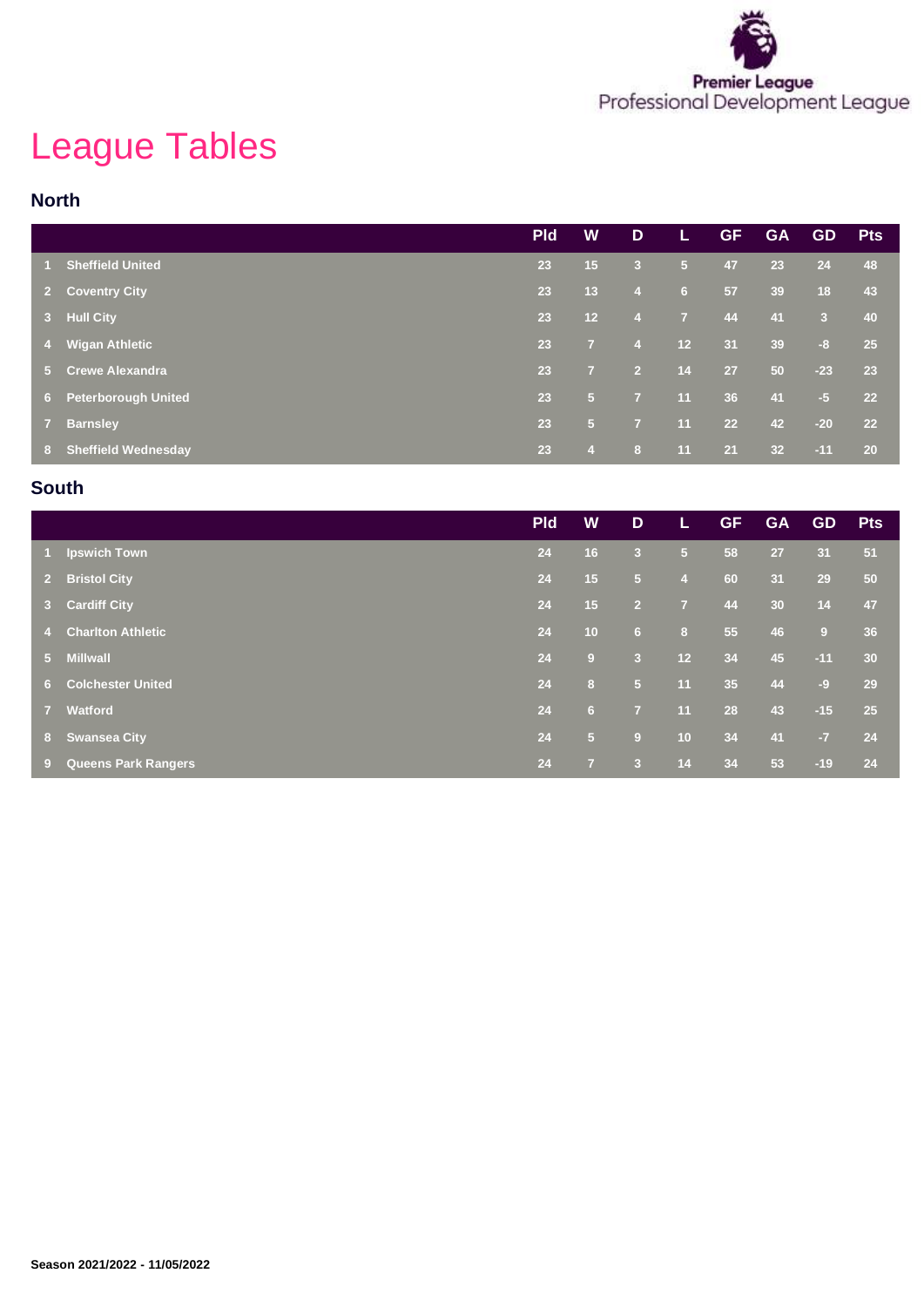Premier League
Professional Development League

# League Tables

## North

| | | Pld | W | D | L | GF | GA | GD | Pts |
|---|---|---|---|---|---|---|---|---|---|
| 1 | Sheffield United | 23 | 15 | 3 | 5 | 47 | 23 | 24 | 48 |
| 2 | Coventry City | 23 | 13 | 4 | 6 | 57 | 39 | 18 | 43 |
| 3 | Hull City | 23 | 12 | 4 | 7 | 44 | 41 | 3 | 40 |
| 4 | Wigan Athletic | 23 | 7 | 4 | 12 | 31 | 39 | -8 | 25 |
| 5 | Crewe Alexandra | 23 | 7 | 2 | 14 | 27 | 50 | -23 | 23 |
| 6 | Peterborough United | 23 | 5 | 7 | 11 | 36 | 41 | -5 | 22 |
| 7 | Barnsley | 23 | 5 | 7 | 11 | 22 | 42 | -20 | 22 |
| 8 | Sheffield Wednesday | 23 | 4 | 8 | 11 | 21 | 32 | -11 | 20 |

## South

| | | Pld | W | D | L | GF | GA | GD | Pts |
|---|---|---|---|---|---|---|---|---|---|
| 1 | Ipswich Town | 24 | 16 | 3 | 5 | 58 | 27 | 31 | 51 |
| 2 | Bristol City | 24 | 15 | 5 | 4 | 60 | 31 | 29 | 50 |
| 3 | Cardiff City | 24 | 15 | 2 | 7 | 44 | 30 | 14 | 47 |
| 4 | Charlton Athletic | 24 | 10 | 6 | 8 | 55 | 46 | 9 | 36 |
| 5 | Millwall | 24 | 9 | 3 | 12 | 34 | 45 | -11 | 30 |
| 6 | Colchester United | 24 | 8 | 5 | 11 | 35 | 44 | -9 | 29 |
| 7 | Watford | 24 | 6 | 7 | 11 | 28 | 43 | -15 | 25 |
| 8 | Swansea City | 24 | 5 | 9 | 10 | 34 | 41 | -7 | 24 |
| 9 | Queens Park Rangers | 24 | 7 | 3 | 14 | 34 | 53 | -19 | 24 |

**Season 2021/2022 - 11/05/2022**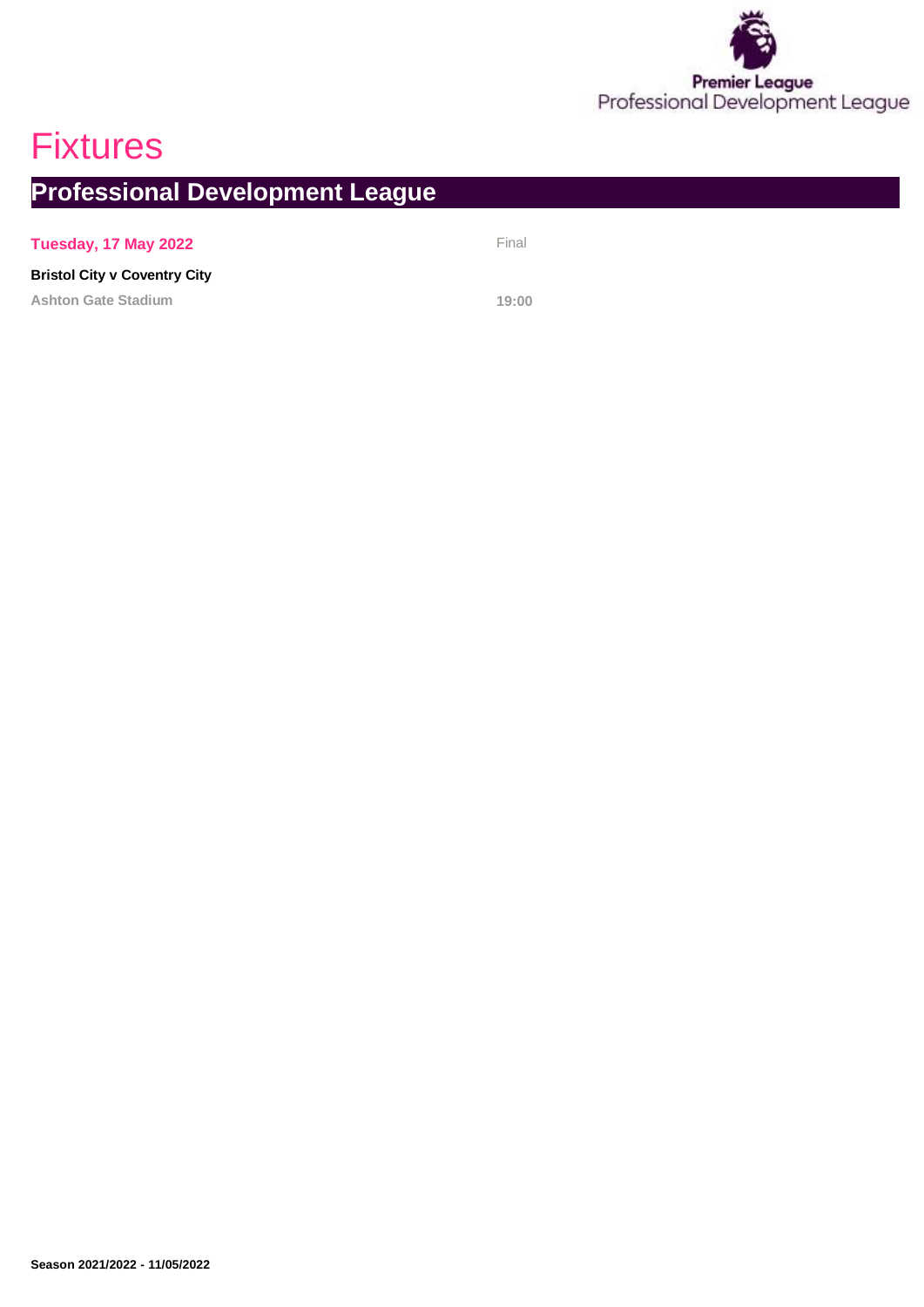# Fixtures

## Professional Development League

**Tuesday, 17 May 2022** Final

**Bristol City v Coventry City**

Ashton Gate Stadium 19:00

**Season 2021/2022 - 11/05/2022**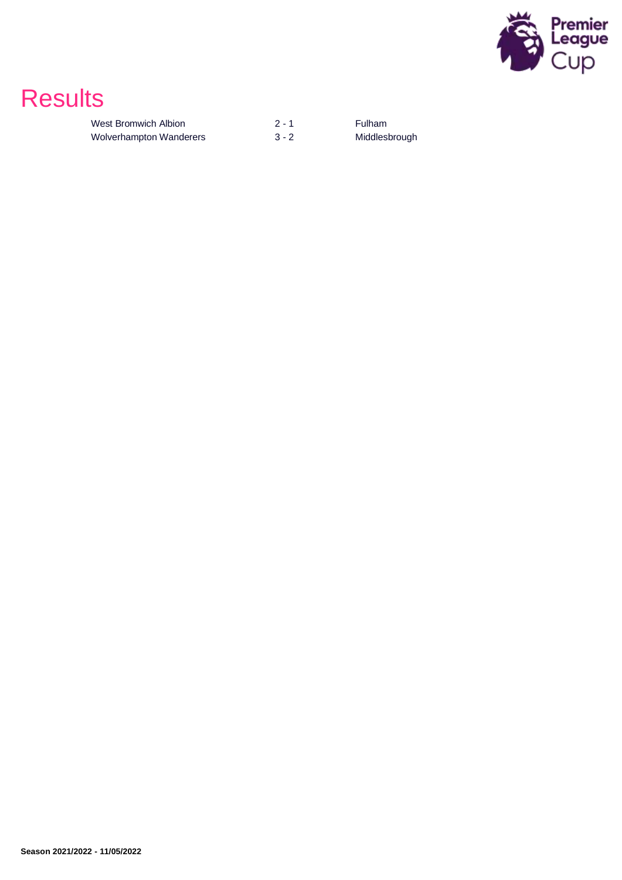# Results

| | | |
|---|---|---|
| West Bromwich Albion | 2 - 1 | Fulham |
| Wolverhampton Wanderers | 3 - 2 | Middlesbrough |

**Season 2021/2022 - 11/05/2022**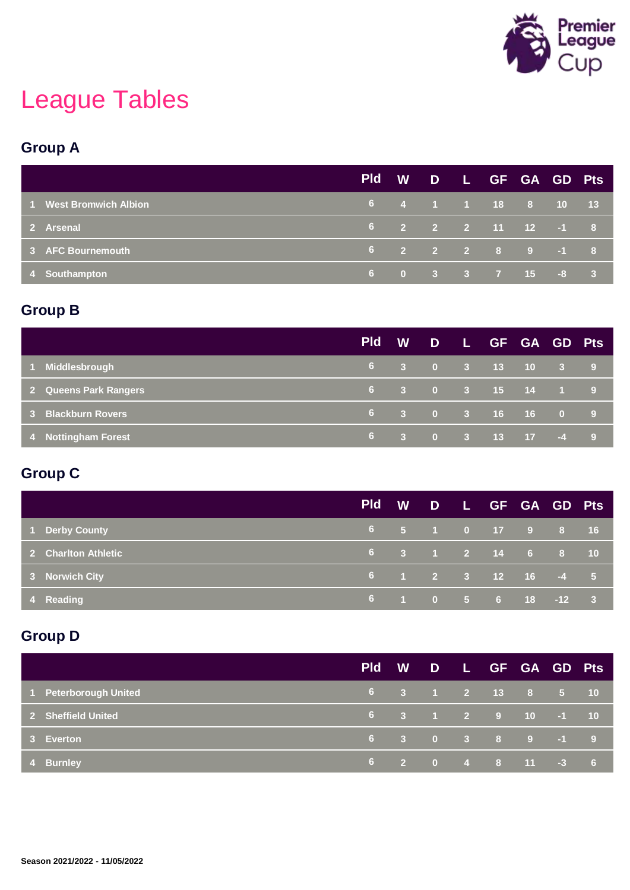# League Tables

## Group A

| | | Pld | W | D | L | GF | GA | GD | Pts |
|---|---|---|---|---|---|---|---|---|---|
| 1 | West Bromwich Albion | 6 | 4 | 1 | 1 | 18 | 8 | 10 | 13 |
| 2 | Arsenal | 6 | 2 | 2 | 2 | 11 | 12 | -1 | 8 |
| 3 | AFC Bournemouth | 6 | 2 | 2 | 2 | 8 | 9 | -1 | 8 |
| 4 | Southampton | 6 | 0 | 3 | 3 | 7 | 15 | -8 | 3 |

## Group B

| | | Pld | W | D | L | GF | GA | GD | Pts |
|---|---|---|---|---|---|---|---|---|---|
| 1 | Middlesbrough | 6 | 3 | 0 | 3 | 13 | 10 | 3 | 9 |
| 2 | Queens Park Rangers | 6 | 3 | 0 | 3 | 15 | 14 | 1 | 9 |
| 3 | Blackburn Rovers | 6 | 3 | 0 | 3 | 16 | 16 | 0 | 9 |
| 4 | Nottingham Forest | 6 | 3 | 0 | 3 | 13 | 17 | -4 | 9 |

## Group C

| | | Pld | W | D | L | GF | GA | GD | Pts |
|---|---|---|---|---|---|---|---|---|---|
| 1 | Derby County | 6 | 5 | 1 | 0 | 17 | 9 | 8 | 16 |
| 2 | Charlton Athletic | 6 | 3 | 1 | 2 | 14 | 6 | 8 | 10 |
| 3 | Norwich City | 6 | 1 | 2 | 3 | 12 | 16 | -4 | 5 |
| 4 | Reading | 6 | 1 | 0 | 5 | 6 | 18 | -12 | 3 |

## Group D

| | | Pld | W | D | L | GF | GA | GD | Pts |
|---|---|---|---|---|---|---|---|---|---|
| 1 | Peterborough United | 6 | 3 | 1 | 2 | 13 | 8 | 5 | 10 |
| 2 | Sheffield United | 6 | 3 | 1 | 2 | 9 | 10 | -1 | 10 |
| 3 | Everton | 6 | 3 | 0 | 3 | 8 | 9 | -1 | 9 |
| 4 | Burnley | 6 | 2 | 0 | 4 | 8 | 11 | -3 | 6 |

**Season 2021/2022 - 11/05/2022**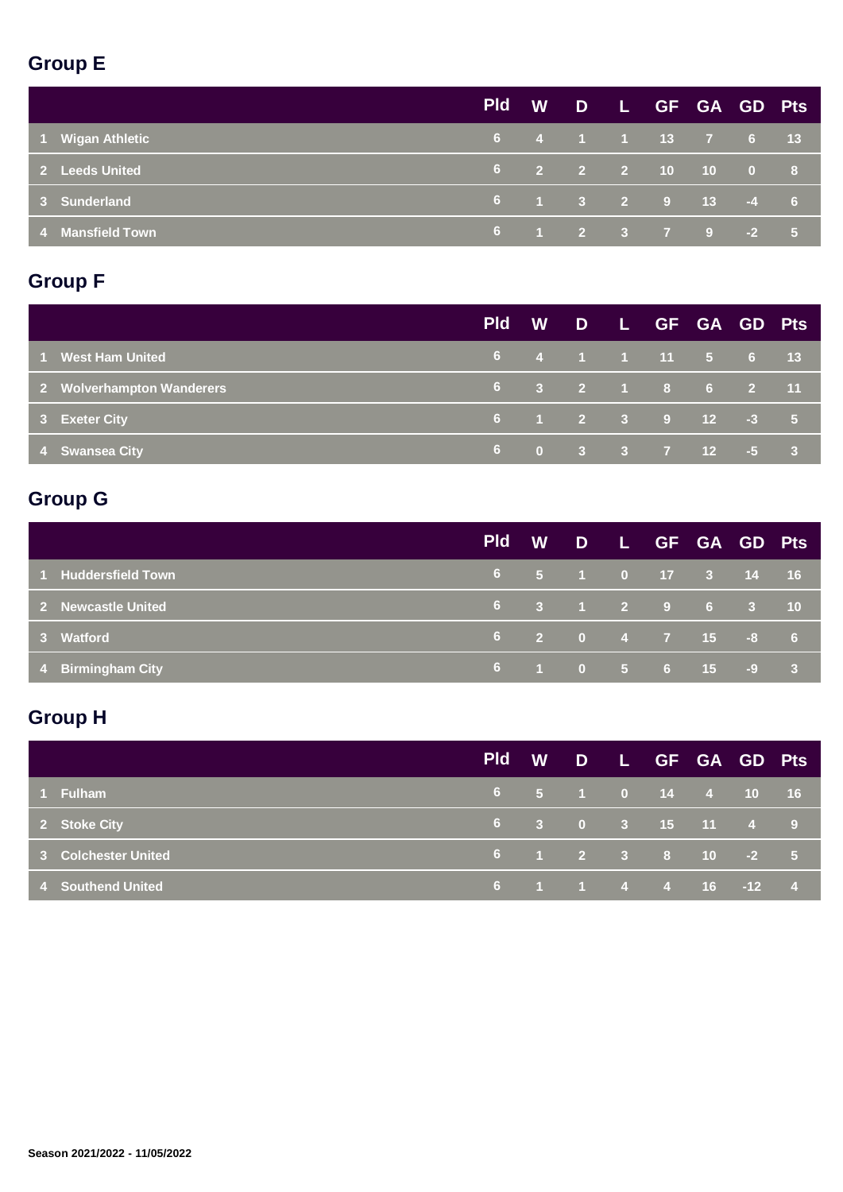## Group E

| | | Pld | W | D | L | GF | GA | GD | Pts |
|---|---|---|---|---|---|---|---|---|---|
| 1 | Wigan Athletic | 6 | 4 | 1 | 1 | 13 | 7 | 6 | 13 |
| 2 | Leeds United | 6 | 2 | 2 | 2 | 10 | 10 | 0 | 8 |
| 3 | Sunderland | 6 | 1 | 3 | 2 | 9 | 13 | -4 | 6 |
| 4 | Mansfield Town | 6 | 1 | 2 | 3 | 7 | 9 | -2 | 5 |

## Group F

| | | Pld | W | D | L | GF | GA | GD | Pts |
|---|---|---|---|---|---|---|---|---|---|
| 1 | West Ham United | 6 | 4 | 1 | 1 | 11 | 5 | 6 | 13 |
| 2 | Wolverhampton Wanderers | 6 | 3 | 2 | 1 | 8 | 6 | 2 | 11 |
| 3 | Exeter City | 6 | 1 | 2 | 3 | 9 | 12 | -3 | 5 |
| 4 | Swansea City | 6 | 0 | 3 | 3 | 7 | 12 | -5 | 3 |

## Group G

| | | Pld | W | D | L | GF | GA | GD | Pts |
|---|---|---|---|---|---|---|---|---|---|
| 1 | Huddersfield Town | 6 | 5 | 1 | 0 | 17 | 3 | 14 | 16 |
| 2 | Newcastle United | 6 | 3 | 1 | 2 | 9 | 6 | 3 | 10 |
| 3 | Watford | 6 | 2 | 0 | 4 | 7 | 15 | -8 | 6 |
| 4 | Birmingham City | 6 | 1 | 0 | 5 | 6 | 15 | -9 | 3 |

## Group H

| | | Pld | W | D | L | GF | GA | GD | Pts |
|---|---|---|---|---|---|---|---|---|---|
| 1 | Fulham | 6 | 5 | 1 | 0 | 14 | 4 | 10 | 16 |
| 2 | Stoke City | 6 | 3 | 0 | 3 | 15 | 11 | 4 | 9 |
| 3 | Colchester United | 6 | 1 | 2 | 3 | 8 | 10 | -2 | 5 |
| 4 | Southend United | 6 | 1 | 1 | 4 | 4 | 16 | -12 | 4 |

**Season 2021/2022 - 11/05/2022**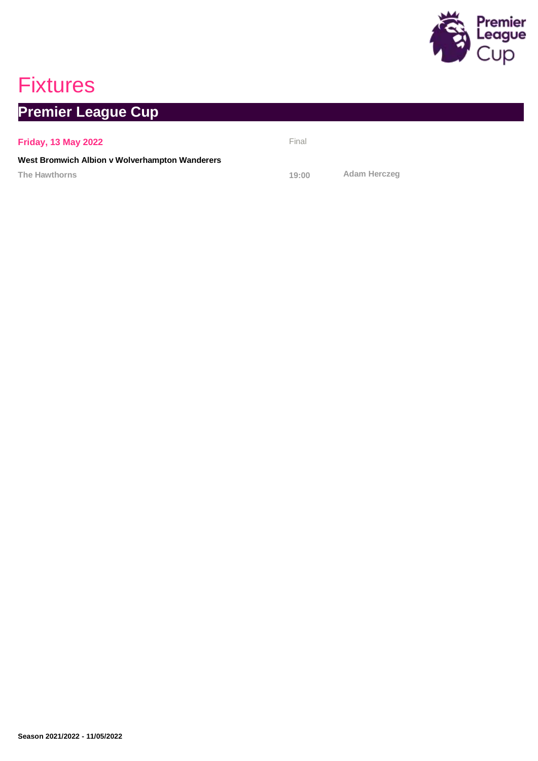# Fixtures

## Premier League Cup

**Friday, 13 May 2022** — Final

**West Bromwich Albion v Wolverhampton Wanderers**

The Hawthorns — 19:00 — Adam Herczeg

**Season 2021/2022 - 11/05/2022**